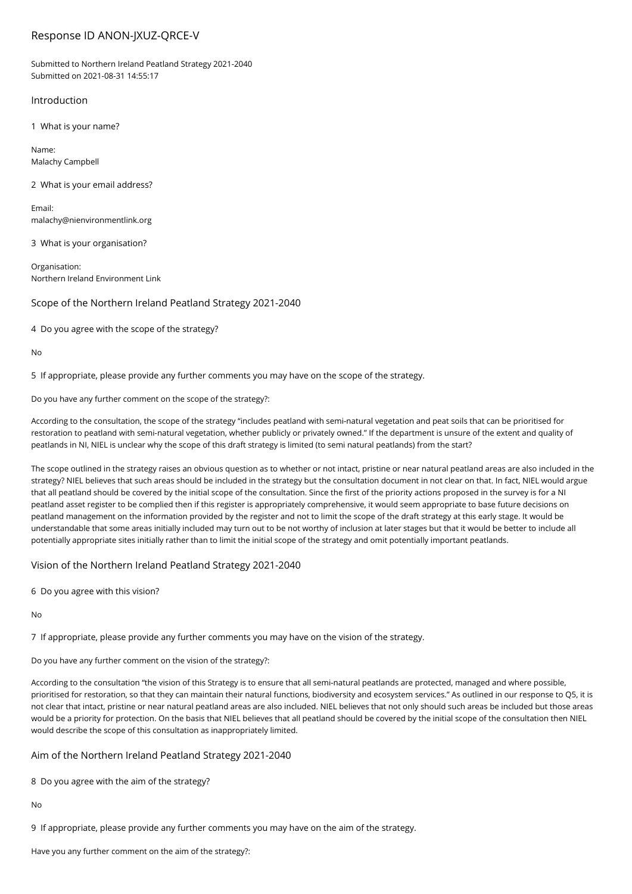# Response ID ANON-JXUZ-QRCE-V

Submitted to Northern Ireland Peatland Strategy 2021-2040
Submitted on 2021-08-31 14:55:17

## Introduction

1 What is your name?

Name:
Malachy Campbell

2 What is your email address?

Email:
malachy@nienvironmentlink.org

3 What is your organisation?

Organisation:
Northern Ireland Environment Link

## Scope of the Northern Ireland Peatland Strategy 2021-2040

4 Do you agree with the scope of the strategy?

No

5 If appropriate, please provide any further comments you may have on the scope of the strategy.

Do you have any further comment on the scope of the strategy?:

According to the consultation, the scope of the strategy "includes peatland with semi-natural vegetation and peat soils that can be prioritised for restoration to peatland with semi-natural vegetation, whether publicly or privately owned." If the department is unsure of the extent and quality of peatlands in NI, NIEL is unclear why the scope of this draft strategy is limited (to semi natural peatlands) from the start?

The scope outlined in the strategy raises an obvious question as to whether or not intact, pristine or near natural peatland areas are also included in the strategy? NIEL believes that such areas should be included in the strategy but the consultation document in not clear on that. In fact, NIEL would argue that all peatland should be covered by the initial scope of the consultation. Since the first of the priority actions proposed in the survey is for a NI peatland asset register to be complied then if this register is appropriately comprehensive, it would seem appropriate to base future decisions on peatland management on the information provided by the register and not to limit the scope of the draft strategy at this early stage. It would be understandable that some areas initially included may turn out to be not worthy of inclusion at later stages but that it would be better to include all potentially appropriate sites initially rather than to limit the initial scope of the strategy and omit potentially important peatlands.

## Vision of the Northern Ireland Peatland Strategy 2021-2040

6 Do you agree with this vision?

No

7 If appropriate, please provide any further comments you may have on the vision of the strategy.

Do you have any further comment on the vision of the strategy?:

According to the consultation "the vision of this Strategy is to ensure that all semi-natural peatlands are protected, managed and where possible, prioritised for restoration, so that they can maintain their natural functions, biodiversity and ecosystem services." As outlined in our response to Q5, it is not clear that intact, pristine or near natural peatland areas are also included. NIEL believes that not only should such areas be included but those areas would be a priority for protection. On the basis that NIEL believes that all peatland should be covered by the initial scope of the consultation then NIEL would describe the scope of this consultation as inappropriately limited.

## Aim of the Northern Ireland Peatland Strategy 2021-2040

8 Do you agree with the aim of the strategy?

No

9 If appropriate, please provide any further comments you may have on the aim of the strategy.

Have you any further comment on the aim of the strategy?: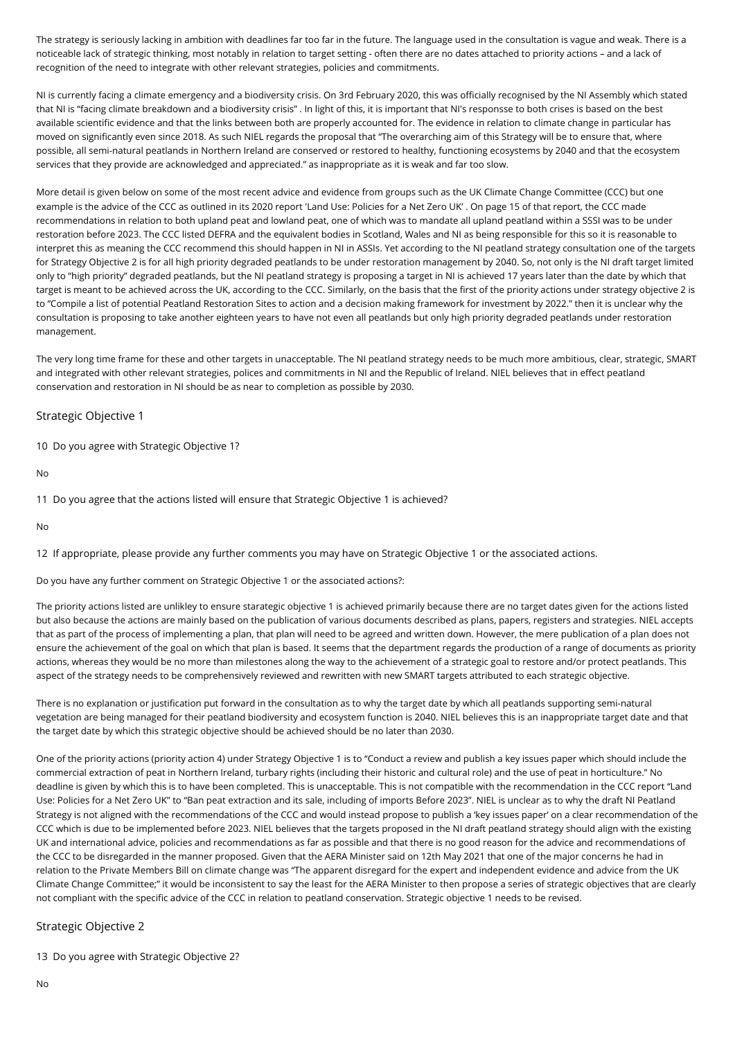The strategy is seriously lacking in ambition with deadlines far too far in the future. The language used in the consultation is vague and weak. There is a noticeable lack of strategic thinking, most notably in relation to target setting - often there are no dates attached to priority actions – and a lack of recognition of the need to integrate with other relevant strategies, policies and commitments.

NI is currently facing a climate emergency and a biodiversity crisis. On 3rd February 2020, this was officially recognised by the NI Assembly which stated that NI is "facing climate breakdown and a biodiversity crisis" . In light of this, it is important that NI's responsse to both crises is based on the best available scientific evidence and that the links between both are properly accounted for. The evidence in relation to climate change in particular has moved on significantly even since 2018. As such NIEL regards the proposal that "The overarching aim of this Strategy will be to ensure that, where possible, all semi-natural peatlands in Northern Ireland are conserved or restored to healthy, functioning ecosystems by 2040 and that the ecosystem services that they provide are acknowledged and appreciated." as inappropriate as it is weak and far too slow.

More detail is given below on some of the most recent advice and evidence from groups such as the UK Climate Change Committee (CCC) but one example is the advice of the CCC as outlined in its 2020 report 'Land Use: Policies for a Net Zero UK' . On page 15 of that report, the CCC made recommendations in relation to both upland peat and lowland peat, one of which was to mandate all upland peatland within a SSSI was to be under restoration before 2023. The CCC listed DEFRA and the equivalent bodies in Scotland, Wales and NI as being responsible for this so it is reasonable to interpret this as meaning the CCC recommend this should happen in NI in ASSIs. Yet according to the NI peatland strategy consultation one of the targets for Strategy Objective 2 is for all high priority degraded peatlands to be under restoration management by 2040. So, not only is the NI draft target limited only to "high priority" degraded peatlands, but the NI peatland strategy is proposing a target in NI is achieved 17 years later than the date by which that target is meant to be achieved across the UK, according to the CCC. Similarly, on the basis that the first of the priority actions under strategy objective 2 is to "Compile a list of potential Peatland Restoration Sites to action and a decision making framework for investment by 2022." then it is unclear why the consultation is proposing to take another eighteen years to have not even all peatlands but only high priority degraded peatlands under restoration management.

The very long time frame for these and other targets in unacceptable. The NI peatland strategy needs to be much more ambitious, clear, strategic, SMART and integrated with other relevant strategies, polices and commitments in NI and the Republic of Ireland. NIEL believes that in effect peatland conservation and restoration in NI should be as near to completion as possible by 2030.

## Strategic Objective 1

10 Do you agree with Strategic Objective 1?

No

11 Do you agree that the actions listed will ensure that Strategic Objective 1 is achieved?

No

12 If appropriate, please provide any further comments you may have on Strategic Objective 1 or the associated actions.

Do you have any further comment on Strategic Objective 1 or the associated actions?:

The priority actions listed are unlikley to ensure starategic objective 1 is achieved primarily because there are no target dates given for the actions listed but also because the actions are mainly based on the publication of various documents described as plans, papers, registers and strategies. NIEL accepts that as part of the process of implementing a plan, that plan will need to be agreed and written down. However, the mere publication of a plan does not ensure the achievement of the goal on which that plan is based. It seems that the department regards the production of a range of documents as priority actions, whereas they would be no more than milestones along the way to the achievement of a strategic goal to restore and/or protect peatlands. This aspect of the strategy needs to be comprehensively reviewed and rewritten with new SMART targets attributed to each strategic objective.

There is no explanation or justification put forward in the consultation as to why the target date by which all peatlands supporting semi-natural vegetation are being managed for their peatland biodiversity and ecosystem function is 2040. NIEL believes this is an inappropriate target date and that the target date by which this strategic objective should be achieved should be no later than 2030.

One of the priority actions (priority action 4) under Strategy Objective 1 is to "Conduct a review and publish a key issues paper which should include the commercial extraction of peat in Northern Ireland, turbary rights (including their historic and cultural role) and the use of peat in horticulture." No deadline is given by which this is to have been completed. This is unacceptable. This is not compatible with the recommendation in the CCC report "Land Use: Policies for a Net Zero UK" to "Ban peat extraction and its sale, including of imports Before 2023". NIEL is unclear as to why the draft NI Peatland Strategy is not aligned with the recommendations of the CCC and would instead propose to publish a 'key issues paper' on a clear recommendation of the CCC which is due to be implemented before 2023. NIEL believes that the targets proposed in the NI draft peatland strategy should align with the existing UK and international advice, policies and recommendations as far as possible and that there is no good reason for the advice and recommendations of the CCC to be disregarded in the manner proposed. Given that the AERA Minister said on 12th May 2021 that one of the major concerns he had in relation to the Private Members Bill on climate change was "The apparent disregard for the expert and independent evidence and advice from the UK Climate Change Committee;" it would be inconsistent to say the least for the AERA Minister to then propose a series of strategic objectives that are clearly not compliant with the specific advice of the CCC in relation to peatland conservation. Strategic objective 1 needs to be revised.

## Strategic Objective 2

13 Do you agree with Strategic Objective 2?

No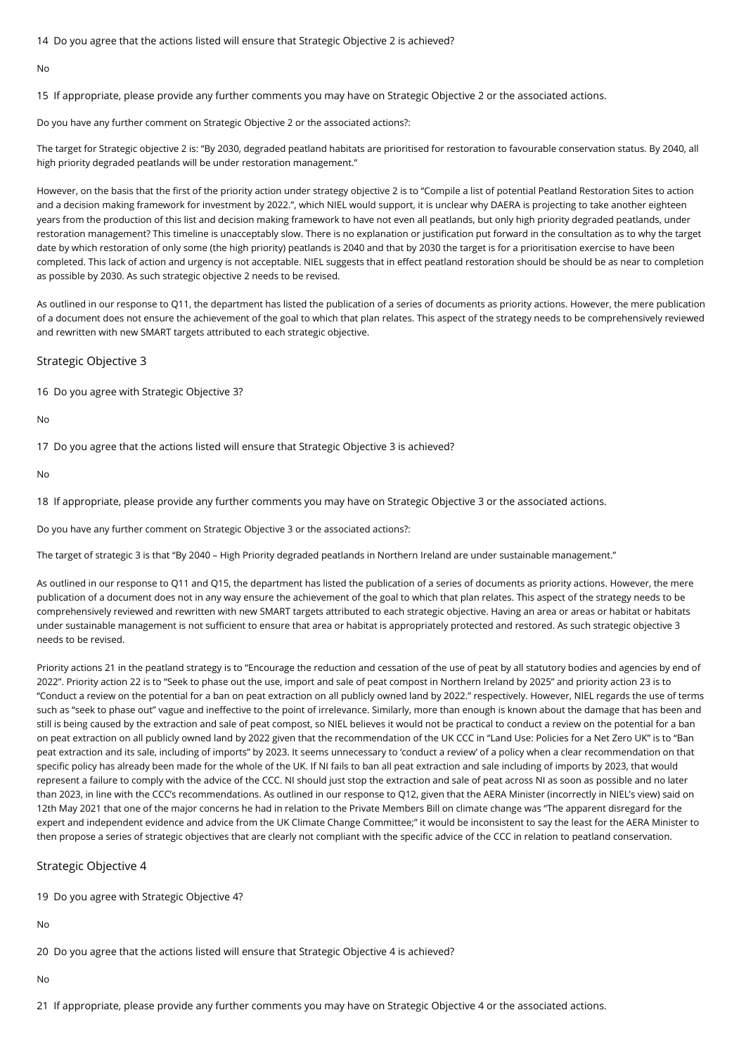14 Do you agree that the actions listed will ensure that Strategic Objective 2 is achieved?

No

15 If appropriate, please provide any further comments you may have on Strategic Objective 2 or the associated actions.

Do you have any further comment on Strategic Objective 2 or the associated actions?:

The target for Strategic objective 2 is: "By 2030, degraded peatland habitats are prioritised for restoration to favourable conservation status. By 2040, all high priority degraded peatlands will be under restoration management."

However, on the basis that the first of the priority action under strategy objective 2 is to "Compile a list of potential Peatland Restoration Sites to action and a decision making framework for investment by 2022.", which NIEL would support, it is unclear why DAERA is projecting to take another eighteen years from the production of this list and decision making framework to have not even all peatlands, but only high priority degraded peatlands, under restoration management? This timeline is unacceptably slow. There is no explanation or justification put forward in the consultation as to why the target date by which restoration of only some (the high priority) peatlands is 2040 and that by 2030 the target is for a prioritisation exercise to have been completed. This lack of action and urgency is not acceptable. NIEL suggests that in effect peatland restoration should be should be as near to completion as possible by 2030. As such strategic objective 2 needs to be revised.

As outlined in our response to Q11, the department has listed the publication of a series of documents as priority actions. However, the mere publication of a document does not ensure the achievement of the goal to which that plan relates. This aspect of the strategy needs to be comprehensively reviewed and rewritten with new SMART targets attributed to each strategic objective.

## Strategic Objective 3

16 Do you agree with Strategic Objective 3?

No

17 Do you agree that the actions listed will ensure that Strategic Objective 3 is achieved?

No

18 If appropriate, please provide any further comments you may have on Strategic Objective 3 or the associated actions.

Do you have any further comment on Strategic Objective 3 or the associated actions?:

The target of strategic 3 is that "By 2040 – High Priority degraded peatlands in Northern Ireland are under sustainable management."

As outlined in our response to Q11 and Q15, the department has listed the publication of a series of documents as priority actions. However, the mere publication of a document does not in any way ensure the achievement of the goal to which that plan relates. This aspect of the strategy needs to be comprehensively reviewed and rewritten with new SMART targets attributed to each strategic objective. Having an area or areas or habitat or habitats under sustainable management is not sufficient to ensure that area or habitat is appropriately protected and restored. As such strategic objective 3 needs to be revised.

Priority actions 21 in the peatland strategy is to "Encourage the reduction and cessation of the use of peat by all statutory bodies and agencies by end of 2022". Priority action 22 is to "Seek to phase out the use, import and sale of peat compost in Northern Ireland by 2025" and priority action 23 is to "Conduct a review on the potential for a ban on peat extraction on all publicly owned land by 2022." respectively. However, NIEL regards the use of terms such as "seek to phase out" vague and ineffective to the point of irrelevance. Similarly, more than enough is known about the damage that has been and still is being caused by the extraction and sale of peat compost, so NIEL believes it would not be practical to conduct a review on the potential for a ban on peat extraction on all publicly owned land by 2022 given that the recommendation of the UK CCC in "Land Use: Policies for a Net Zero UK" is to "Ban peat extraction and its sale, including of imports" by 2023. It seems unnecessary to 'conduct a review' of a policy when a clear recommendation on that specific policy has already been made for the whole of the UK. If NI fails to ban all peat extraction and sale including of imports by 2023, that would represent a failure to comply with the advice of the CCC. NI should just stop the extraction and sale of peat across NI as soon as possible and no later than 2023, in line with the CCC's recommendations. As outlined in our response to Q12, given that the AERA Minister (incorrectly in NIEL's view) said on 12th May 2021 that one of the major concerns he had in relation to the Private Members Bill on climate change was "The apparent disregard for the expert and independent evidence and advice from the UK Climate Change Committee;" it would be inconsistent to say the least for the AERA Minister to then propose a series of strategic objectives that are clearly not compliant with the specific advice of the CCC in relation to peatland conservation.

## Strategic Objective 4

19 Do you agree with Strategic Objective 4?

No

20 Do you agree that the actions listed will ensure that Strategic Objective 4 is achieved?

No

21 If appropriate, please provide any further comments you may have on Strategic Objective 4 or the associated actions.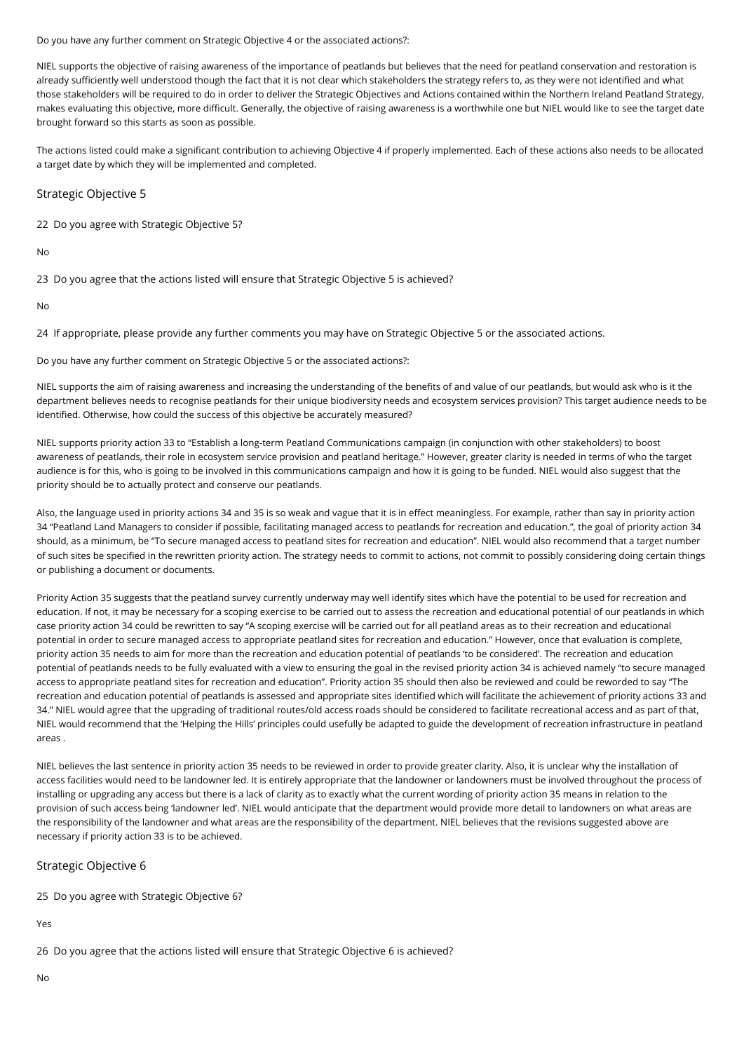Do you have any further comment on Strategic Objective 4 or the associated actions?:

NIEL supports the objective of raising awareness of the importance of peatlands but believes that the need for peatland conservation and restoration is already sufficiently well understood though the fact that it is not clear which stakeholders the strategy refers to, as they were not identified and what those stakeholders will be required to do in order to deliver the Strategic Objectives and Actions contained within the Northern Ireland Peatland Strategy, makes evaluating this objective, more difficult. Generally, the objective of raising awareness is a worthwhile one but NIEL would like to see the target date brought forward so this starts as soon as possible.

The actions listed could make a significant contribution to achieving Objective 4 if properly implemented. Each of these actions also needs to be allocated a target date by which they will be implemented and completed.

## Strategic Objective 5

22 Do you agree with Strategic Objective 5?

No

23 Do you agree that the actions listed will ensure that Strategic Objective 5 is achieved?

No

24 If appropriate, please provide any further comments you may have on Strategic Objective 5 or the associated actions.

Do you have any further comment on Strategic Objective 5 or the associated actions?:

NIEL supports the aim of raising awareness and increasing the understanding of the benefits of and value of our peatlands, but would ask who is it the department believes needs to recognise peatlands for their unique biodiversity needs and ecosystem services provision? This target audience needs to be identified. Otherwise, how could the success of this objective be accurately measured?

NIEL supports priority action 33 to "Establish a long-term Peatland Communications campaign (in conjunction with other stakeholders) to boost awareness of peatlands, their role in ecosystem service provision and peatland heritage." However, greater clarity is needed in terms of who the target audience is for this, who is going to be involved in this communications campaign and how it is going to be funded. NIEL would also suggest that the priority should be to actually protect and conserve our peatlands.

Also, the language used in priority actions 34 and 35 is so weak and vague that it is in effect meaningless. For example, rather than say in priority action 34 "Peatland Land Managers to consider if possible, facilitating managed access to peatlands for recreation and education.", the goal of priority action 34 should, as a minimum, be "To secure managed access to peatland sites for recreation and education". NIEL would also recommend that a target number of such sites be specified in the rewritten priority action. The strategy needs to commit to actions, not commit to possibly considering doing certain things or publishing a document or documents.

Priority Action 35 suggests that the peatland survey currently underway may well identify sites which have the potential to be used for recreation and education. If not, it may be necessary for a scoping exercise to be carried out to assess the recreation and educational potential of our peatlands in which case priority action 34 could be rewritten to say "A scoping exercise will be carried out for all peatland areas as to their recreation and educational potential in order to secure managed access to appropriate peatland sites for recreation and education." However, once that evaluation is complete, priority action 35 needs to aim for more than the recreation and education potential of peatlands 'to be considered'. The recreation and education potential of peatlands needs to be fully evaluated with a view to ensuring the goal in the revised priority action 34 is achieved namely "to secure managed access to appropriate peatland sites for recreation and education". Priority action 35 should then also be reviewed and could be reworded to say "The recreation and education potential of peatlands is assessed and appropriate sites identified which will facilitate the achievement of priority actions 33 and 34." NIEL would agree that the upgrading of traditional routes/old access roads should be considered to facilitate recreational access and as part of that, NIEL would recommend that the 'Helping the Hills' principles could usefully be adapted to guide the development of recreation infrastructure in peatland areas .

NIEL believes the last sentence in priority action 35 needs to be reviewed in order to provide greater clarity. Also, it is unclear why the installation of access facilities would need to be landowner led. It is entirely appropriate that the landowner or landowners must be involved throughout the process of installing or upgrading any access but there is a lack of clarity as to exactly what the current wording of priority action 35 means in relation to the provision of such access being 'landowner led'. NIEL would anticipate that the department would provide more detail to landowners on what areas are the responsibility of the landowner and what areas are the responsibility of the department. NIEL believes that the revisions suggested above are necessary if priority action 33 is to be achieved.

## Strategic Objective 6

25 Do you agree with Strategic Objective 6?

Yes

26 Do you agree that the actions listed will ensure that Strategic Objective 6 is achieved?

No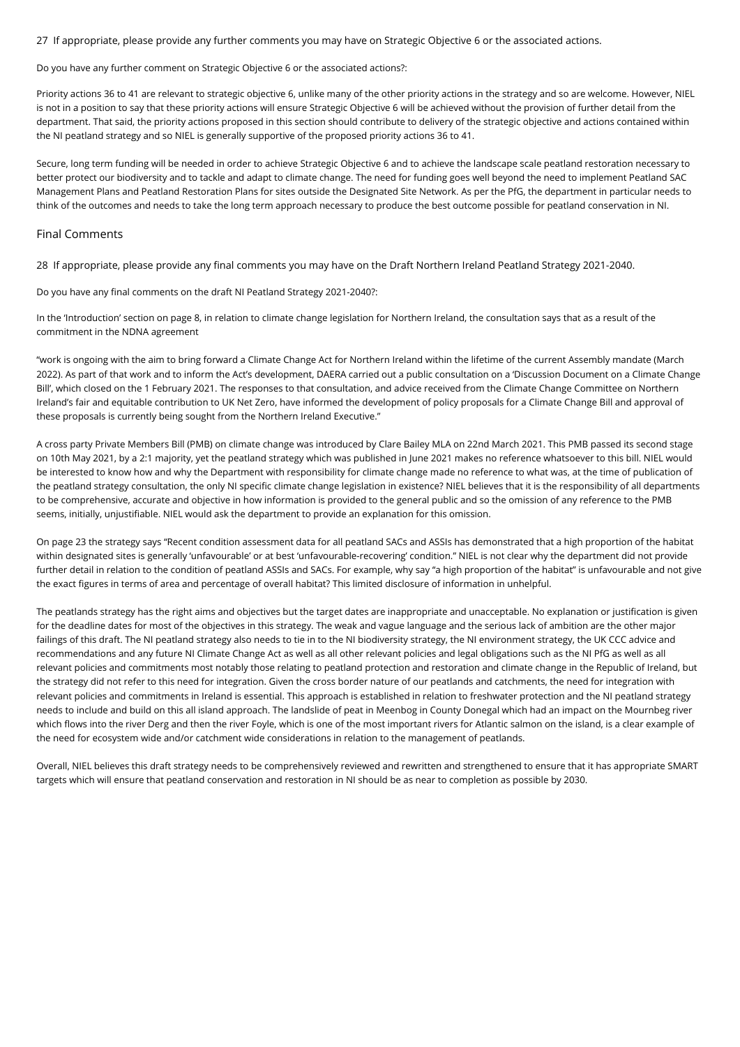27 If appropriate, please provide any further comments you may have on Strategic Objective 6 or the associated actions.

Do you have any further comment on Strategic Objective 6 or the associated actions?:

Priority actions 36 to 41 are relevant to strategic objective 6, unlike many of the other priority actions in the strategy and so are welcome. However, NIEL is not in a position to say that these priority actions will ensure Strategic Objective 6 will be achieved without the provision of further detail from the department. That said, the priority actions proposed in this section should contribute to delivery of the strategic objective and actions contained within the NI peatland strategy and so NIEL is generally supportive of the proposed priority actions 36 to 41.

Secure, long term funding will be needed in order to achieve Strategic Objective 6 and to achieve the landscape scale peatland restoration necessary to better protect our biodiversity and to tackle and adapt to climate change. The need for funding goes well beyond the need to implement Peatland SAC Management Plans and Peatland Restoration Plans for sites outside the Designated Site Network. As per the PfG, the department in particular needs to think of the outcomes and needs to take the long term approach necessary to produce the best outcome possible for peatland conservation in NI.

## Final Comments

28 If appropriate, please provide any final comments you may have on the Draft Northern Ireland Peatland Strategy 2021-2040.

Do you have any final comments on the draft NI Peatland Strategy 2021-2040?:

In the 'Introduction' section on page 8, in relation to climate change legislation for Northern Ireland, the consultation says that as a result of the commitment in the NDNA agreement

"work is ongoing with the aim to bring forward a Climate Change Act for Northern Ireland within the lifetime of the current Assembly mandate (March 2022). As part of that work and to inform the Act's development, DAERA carried out a public consultation on a 'Discussion Document on a Climate Change Bill', which closed on the 1 February 2021. The responses to that consultation, and advice received from the Climate Change Committee on Northern Ireland's fair and equitable contribution to UK Net Zero, have informed the development of policy proposals for a Climate Change Bill and approval of these proposals is currently being sought from the Northern Ireland Executive."

A cross party Private Members Bill (PMB) on climate change was introduced by Clare Bailey MLA on 22nd March 2021. This PMB passed its second stage on 10th May 2021, by a 2:1 majority, yet the peatland strategy which was published in June 2021 makes no reference whatsoever to this bill. NIEL would be interested to know how and why the Department with responsibility for climate change made no reference to what was, at the time of publication of the peatland strategy consultation, the only NI specific climate change legislation in existence? NIEL believes that it is the responsibility of all departments to be comprehensive, accurate and objective in how information is provided to the general public and so the omission of any reference to the PMB seems, initially, unjustifiable. NIEL would ask the department to provide an explanation for this omission.

On page 23 the strategy says "Recent condition assessment data for all peatland SACs and ASSIs has demonstrated that a high proportion of the habitat within designated sites is generally 'unfavourable' or at best 'unfavourable-recovering' condition." NIEL is not clear why the department did not provide further detail in relation to the condition of peatland ASSIs and SACs. For example, why say "a high proportion of the habitat" is unfavourable and not give the exact figures in terms of area and percentage of overall habitat? This limited disclosure of information in unhelpful.

The peatlands strategy has the right aims and objectives but the target dates are inappropriate and unacceptable. No explanation or justification is given for the deadline dates for most of the objectives in this strategy. The weak and vague language and the serious lack of ambition are the other major failings of this draft. The NI peatland strategy also needs to tie in to the NI biodiversity strategy, the NI environment strategy, the UK CCC advice and recommendations and any future NI Climate Change Act as well as all other relevant policies and legal obligations such as the NI PfG as well as all relevant policies and commitments most notably those relating to peatland protection and restoration and climate change in the Republic of Ireland, but the strategy did not refer to this need for integration. Given the cross border nature of our peatlands and catchments, the need for integration with relevant policies and commitments in Ireland is essential. This approach is established in relation to freshwater protection and the NI peatland strategy needs to include and build on this all island approach. The landslide of peat in Meenbog in County Donegal which had an impact on the Mournbeg river which flows into the river Derg and then the river Foyle, which is one of the most important rivers for Atlantic salmon on the island, is a clear example of the need for ecosystem wide and/or catchment wide considerations in relation to the management of peatlands.

Overall, NIEL believes this draft strategy needs to be comprehensively reviewed and rewritten and strengthened to ensure that it has appropriate SMART targets which will ensure that peatland conservation and restoration in NI should be as near to completion as possible by 2030.